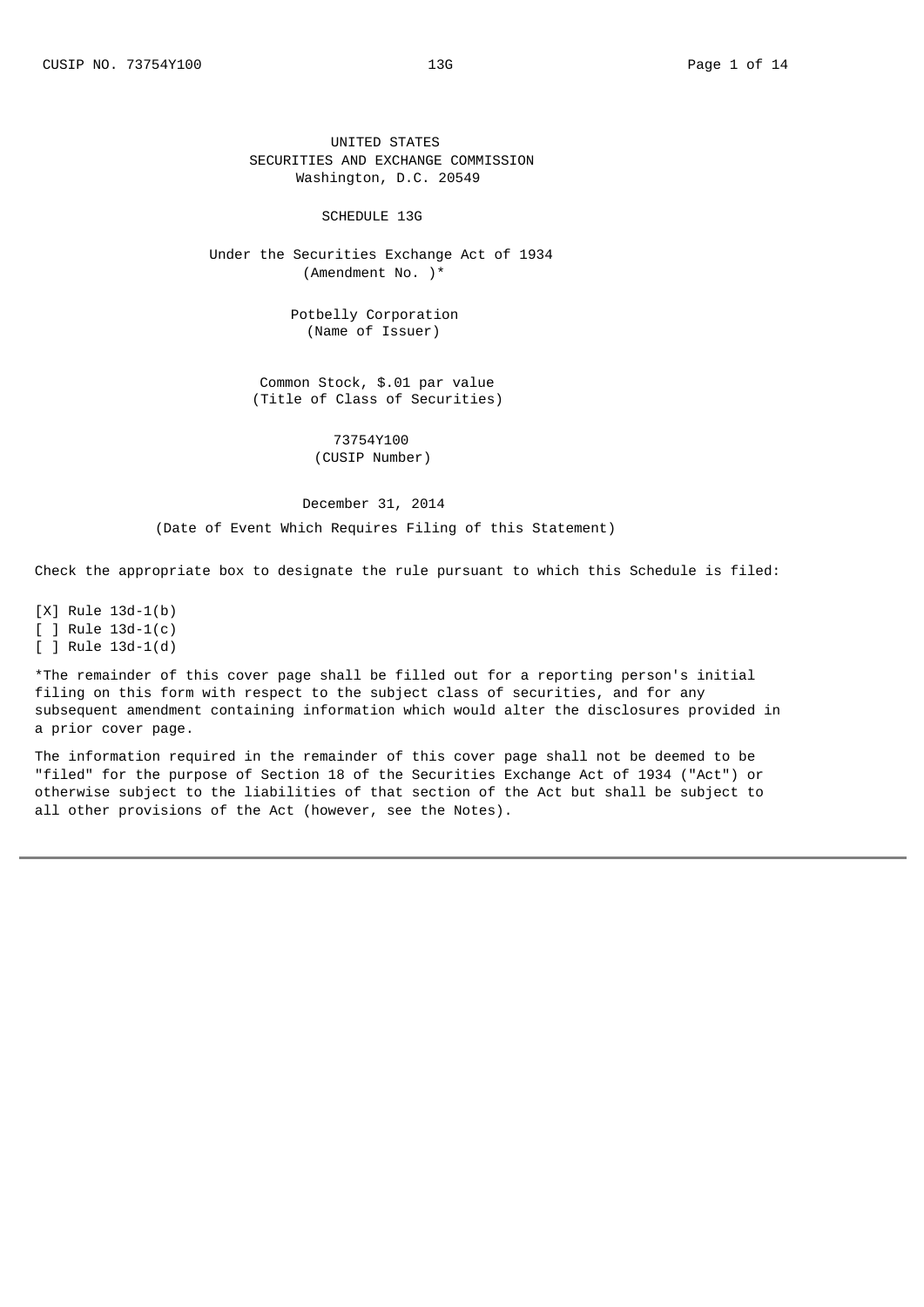UNITED STATES
SECURITIES AND EXCHANGE COMMISSION
Washington, D.C. 20549

# SCHEDULE 13G

Under the Securities Exchange Act of 1934
(Amendment No. )*

Potbelly Corporation
(Name of Issuer)

Common Stock, $.01 par value
(Title of Class of Securities)

73754Y100
(CUSIP Number)

December 31, 2014

(Date of Event Which Requires Filing of this Statement)

Check the appropriate box to designate the rule pursuant to which this Schedule is filed:

[X] Rule 13d-1(b)
[ ] Rule 13d-1(c)
[ ] Rule 13d-1(d)

*The remainder of this cover page shall be filled out for a reporting person's initial filing on this form with respect to the subject class of securities, and for any subsequent amendment containing information which would alter the disclosures provided in a prior cover page.

The information required in the remainder of this cover page shall not be deemed to be "filed" for the purpose of Section 18 of the Securities Exchange Act of 1934 ("Act") or otherwise subject to the liabilities of that section of the Act but shall be subject to all other provisions of the Act (however, see the Notes).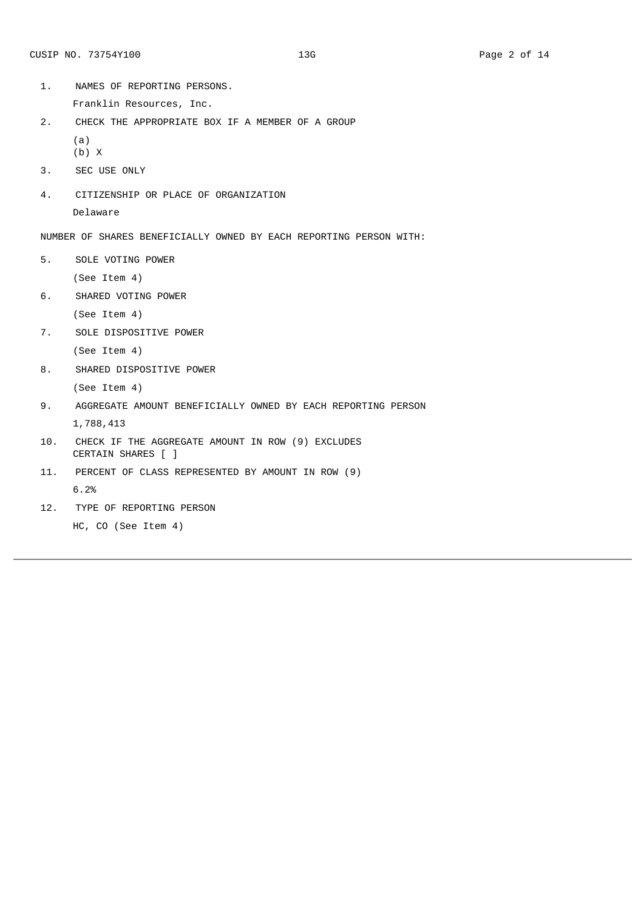CUSIP NO. 73754Y100 13G

1. NAMES OF REPORTING PERSONS.

   Franklin Resources, Inc.

2. CHECK THE APPROPRIATE BOX IF A MEMBER OF A GROUP

   (a)
   (b) X

3. SEC USE ONLY

4. CITIZENSHIP OR PLACE OF ORGANIZATION

   Delaware

NUMBER OF SHARES BENEFICIALLY OWNED BY EACH REPORTING PERSON WITH:

5. SOLE VOTING POWER

   (See Item 4)

6. SHARED VOTING POWER

   (See Item 4)

7. SOLE DISPOSITIVE POWER

   (See Item 4)

8. SHARED DISPOSITIVE POWER

   (See Item 4)

9. AGGREGATE AMOUNT BENEFICIALLY OWNED BY EACH REPORTING PERSON

   1,788,413

10. CHECK IF THE AGGREGATE AMOUNT IN ROW (9) EXCLUDES CERTAIN SHARES [ ]

11. PERCENT OF CLASS REPRESENTED BY AMOUNT IN ROW (9)

    6.2%

12. TYPE OF REPORTING PERSON

    HC, CO (See Item 4)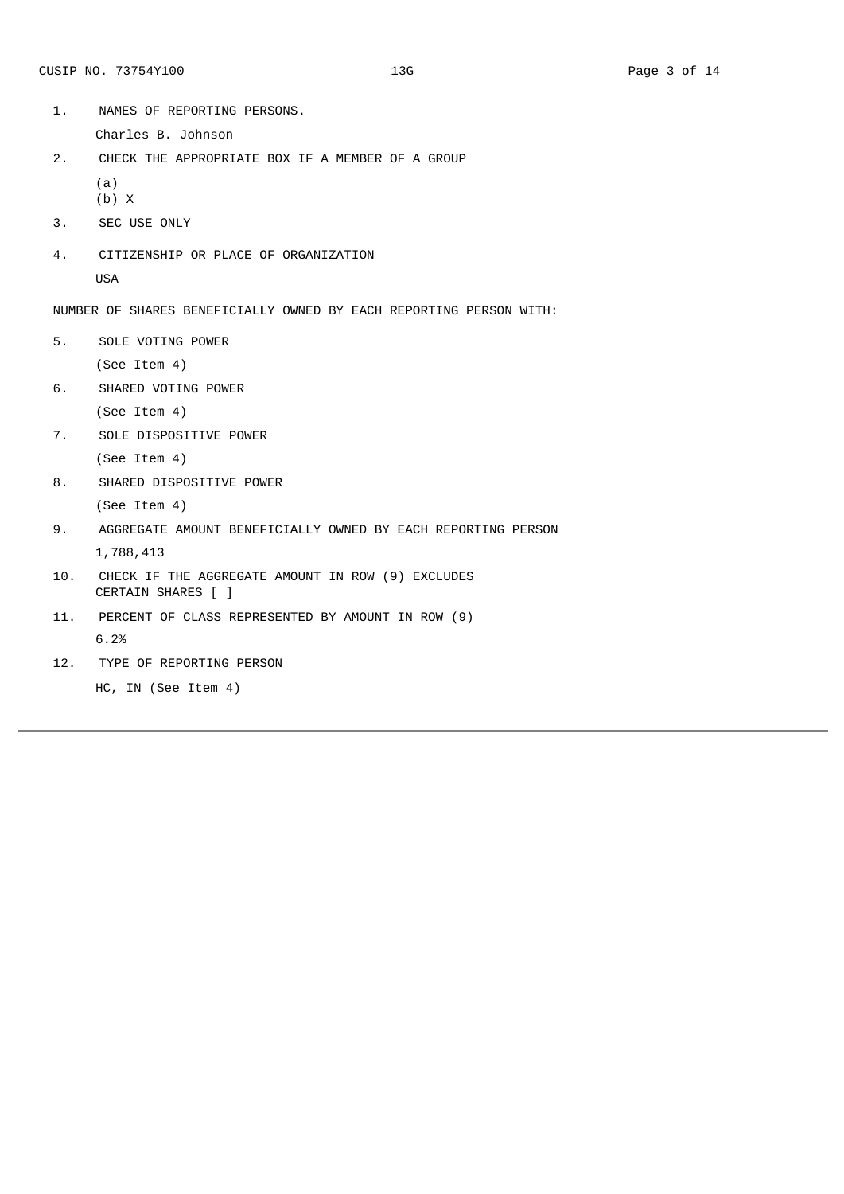1. NAMES OF REPORTING PERSONS.

   Charles B. Johnson

2. CHECK THE APPROPRIATE BOX IF A MEMBER OF A GROUP

   (a)
   (b) X

3. SEC USE ONLY

4. CITIZENSHIP OR PLACE OF ORGANIZATION

   USA

NUMBER OF SHARES BENEFICIALLY OWNED BY EACH REPORTING PERSON WITH:

5. SOLE VOTING POWER

   (See Item 4)

6. SHARED VOTING POWER

   (See Item 4)

7. SOLE DISPOSITIVE POWER

   (See Item 4)

8. SHARED DISPOSITIVE POWER

   (See Item 4)

9. AGGREGATE AMOUNT BENEFICIALLY OWNED BY EACH REPORTING PERSON

   1,788,413

10. CHECK IF THE AGGREGATE AMOUNT IN ROW (9) EXCLUDES CERTAIN SHARES [ ]

11. PERCENT OF CLASS REPRESENTED BY AMOUNT IN ROW (9)

    6.2%

12. TYPE OF REPORTING PERSON

    HC, IN (See Item 4)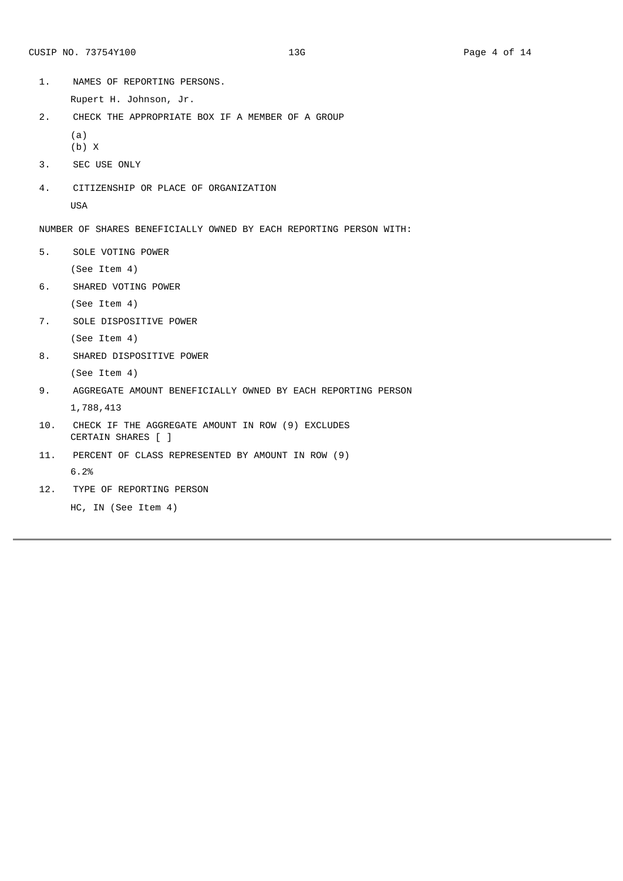CUSIP NO. 73754Y100

1. NAMES OF REPORTING PERSONS.

   Rupert H. Johnson, Jr.

2. CHECK THE APPROPRIATE BOX IF A MEMBER OF A GROUP

   (a)
   (b) X

3. SEC USE ONLY

4. CITIZENSHIP OR PLACE OF ORGANIZATION

   USA

NUMBER OF SHARES BENEFICIALLY OWNED BY EACH REPORTING PERSON WITH:

5. SOLE VOTING POWER

   (See Item 4)

6. SHARED VOTING POWER

   (See Item 4)

7. SOLE DISPOSITIVE POWER

   (See Item 4)

8. SHARED DISPOSITIVE POWER

   (See Item 4)

9. AGGREGATE AMOUNT BENEFICIALLY OWNED BY EACH REPORTING PERSON

   1,788,413

10. CHECK IF THE AGGREGATE AMOUNT IN ROW (9) EXCLUDES CERTAIN SHARES [ ]

11. PERCENT OF CLASS REPRESENTED BY AMOUNT IN ROW (9)

    6.2%

12. TYPE OF REPORTING PERSON

    HC, IN (See Item 4)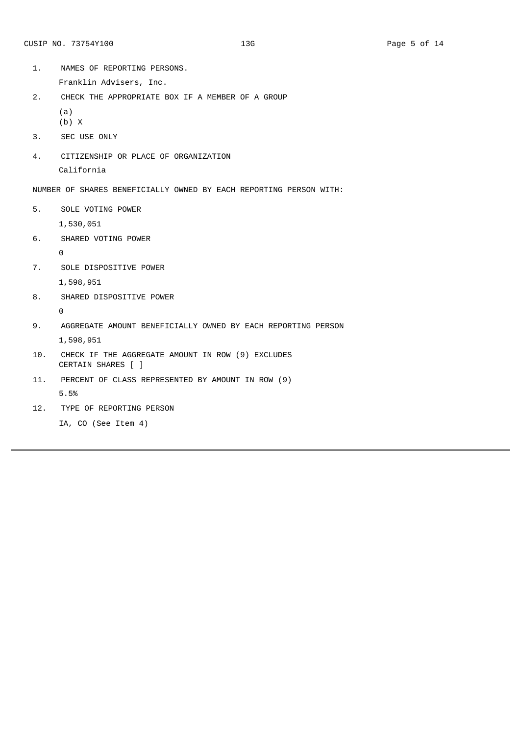CUSIP NO. 73754Y100 13G

1. NAMES OF REPORTING PERSONS.

   Franklin Advisers, Inc.

2. CHECK THE APPROPRIATE BOX IF A MEMBER OF A GROUP

   (a)
   (b) X

3. SEC USE ONLY

4. CITIZENSHIP OR PLACE OF ORGANIZATION

   California

NUMBER OF SHARES BENEFICIALLY OWNED BY EACH REPORTING PERSON WITH:

5. SOLE VOTING POWER

   1,530,051

6. SHARED VOTING POWER

   0

7. SOLE DISPOSITIVE POWER

   1,598,951

8. SHARED DISPOSITIVE POWER

   0

9. AGGREGATE AMOUNT BENEFICIALLY OWNED BY EACH REPORTING PERSON

   1,598,951

10. CHECK IF THE AGGREGATE AMOUNT IN ROW (9) EXCLUDES CERTAIN SHARES [ ]

11. PERCENT OF CLASS REPRESENTED BY AMOUNT IN ROW (9)

    5.5%

12. TYPE OF REPORTING PERSON

    IA, CO (See Item 4)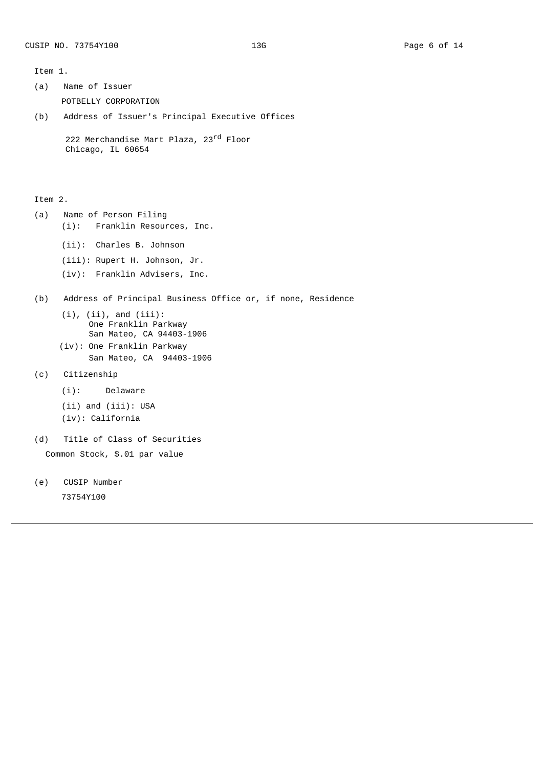Item 1.

(a) Name of Issuer

POTBELLY CORPORATION

(b) Address of Issuer's Principal Executive Offices

222 Merchandise Mart Plaza, 23rd Floor
Chicago, IL 60654

Item 2.

(a) Name of Person Filing

(i): Franklin Resources, Inc.

(ii): Charles B. Johnson

(iii): Rupert H. Johnson, Jr.

(iv): Franklin Advisers, Inc.

(b) Address of Principal Business Office or, if none, Residence

(i), (ii), and (iii):
One Franklin Parkway
San Mateo, CA 94403-1906

(iv): One Franklin Parkway
San Mateo, CA 94403-1906

(c) Citizenship

(i): Delaware

(ii) and (iii): USA

(iv): California

(d) Title of Class of Securities

Common Stock, $.01 par value

(e) CUSIP Number

73754Y100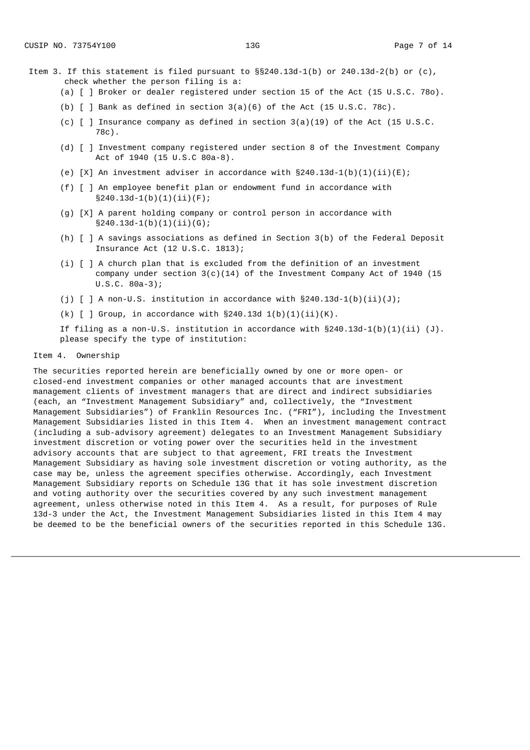Item 3. If this statement is filed pursuant to §§240.13d-1(b) or 240.13d-2(b) or (c), check whether the person filing is a:

(a) [ ] Broker or dealer registered under section 15 of the Act (15 U.S.C. 78o).

(b) [ ] Bank as defined in section 3(a)(6) of the Act (15 U.S.C. 78c).

(c) [ ] Insurance company as defined in section 3(a)(19) of the Act (15 U.S.C. 78c).

(d) [ ] Investment company registered under section 8 of the Investment Company Act of 1940 (15 U.S.C 80a-8).

(e) [X] An investment adviser in accordance with §240.13d-1(b)(1)(ii)(E);

(f) [ ] An employee benefit plan or endowment fund in accordance with §240.13d-1(b)(1)(ii)(F);

(g) [X] A parent holding company or control person in accordance with §240.13d-1(b)(1)(ii)(G);

(h) [ ] A savings associations as defined in Section 3(b) of the Federal Deposit Insurance Act (12 U.S.C. 1813);

(i) [ ] A church plan that is excluded from the definition of an investment company under section 3(c)(14) of the Investment Company Act of 1940 (15 U.S.C. 80a-3);

(j) [ ] A non-U.S. institution in accordance with §240.13d-1(b)(ii)(J);

(k) [ ] Group, in accordance with §240.13d 1(b)(1)(ii)(K).

If filing as a non-U.S. institution in accordance with §240.13d-1(b)(1)(ii) (J). please specify the type of institution:

Item 4. Ownership

The securities reported herein are beneficially owned by one or more open- or closed-end investment companies or other managed accounts that are investment management clients of investment managers that are direct and indirect subsidiaries (each, an "Investment Management Subsidiary" and, collectively, the "Investment Management Subsidiaries") of Franklin Resources Inc. ("FRI"), including the Investment Management Subsidiaries listed in this Item 4. When an investment management contract (including a sub-advisory agreement) delegates to an Investment Management Subsidiary investment discretion or voting power over the securities held in the investment advisory accounts that are subject to that agreement, FRI treats the Investment Management Subsidiary as having sole investment discretion or voting authority, as the case may be, unless the agreement specifies otherwise. Accordingly, each Investment Management Subsidiary reports on Schedule 13G that it has sole investment discretion and voting authority over the securities covered by any such investment management agreement, unless otherwise noted in this Item 4. As a result, for purposes of Rule 13d-3 under the Act, the Investment Management Subsidiaries listed in this Item 4 may be deemed to be the beneficial owners of the securities reported in this Schedule 13G.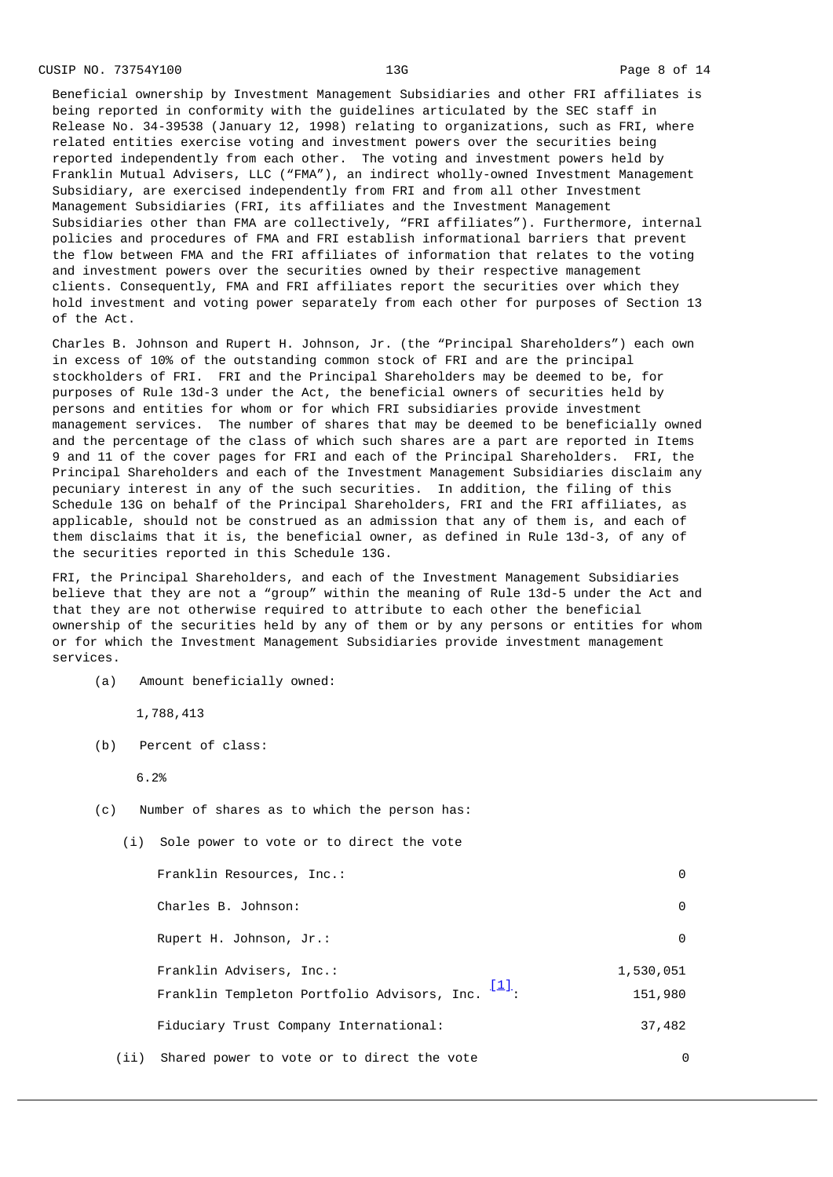Beneficial ownership by Investment Management Subsidiaries and other FRI affiliates is being reported in conformity with the guidelines articulated by the SEC staff in Release No. 34-39538 (January 12, 1998) relating to organizations, such as FRI, where related entities exercise voting and investment powers over the securities being reported independently from each other. The voting and investment powers held by Franklin Mutual Advisers, LLC ("FMA"), an indirect wholly-owned Investment Management Subsidiary, are exercised independently from FRI and from all other Investment Management Subsidiaries (FRI, its affiliates and the Investment Management Subsidiaries other than FMA are collectively, "FRI affiliates"). Furthermore, internal policies and procedures of FMA and FRI establish informational barriers that prevent the flow between FMA and the FRI affiliates of information that relates to the voting and investment powers over the securities owned by their respective management clients. Consequently, FMA and FRI affiliates report the securities over which they hold investment and voting power separately from each other for purposes of Section 13 of the Act.

Charles B. Johnson and Rupert H. Johnson, Jr. (the "Principal Shareholders") each own in excess of 10% of the outstanding common stock of FRI and are the principal stockholders of FRI. FRI and the Principal Shareholders may be deemed to be, for purposes of Rule 13d-3 under the Act, the beneficial owners of securities held by persons and entities for whom or for which FRI subsidiaries provide investment management services. The number of shares that may be deemed to be beneficially owned and the percentage of the class of which such shares are a part are reported in Items 9 and 11 of the cover pages for FRI and each of the Principal Shareholders. FRI, the Principal Shareholders and each of the Investment Management Subsidiaries disclaim any pecuniary interest in any of the such securities. In addition, the filing of this Schedule 13G on behalf of the Principal Shareholders, FRI and the FRI affiliates, as applicable, should not be construed as an admission that any of them is, and each of them disclaims that it is, the beneficial owner, as defined in Rule 13d-3, of any of the securities reported in this Schedule 13G.

FRI, the Principal Shareholders, and each of the Investment Management Subsidiaries believe that they are not a "group" within the meaning of Rule 13d-5 under the Act and that they are not otherwise required to attribute to each other the beneficial ownership of the securities held by any of them or by any persons or entities for whom or for which the Investment Management Subsidiaries provide investment management services.

(a) Amount beneficially owned:

1,788,413

(b) Percent of class:

6.2%

(c) Number of shares as to which the person has:

(i) Sole power to vote or to direct the vote

| | |
|---|---|
| Franklin Resources, Inc.: | 0 |
| Charles B. Johnson: | 0 |
| Rupert H. Johnson, Jr.: | 0 |
| Franklin Advisers, Inc.: | 1,530,051 |
| Franklin Templeton Portfolio Advisors, Inc. [1]: | 151,980 |
| Fiduciary Trust Company International: | 37,482 |

(ii) Shared power to vote or to direct the vote 0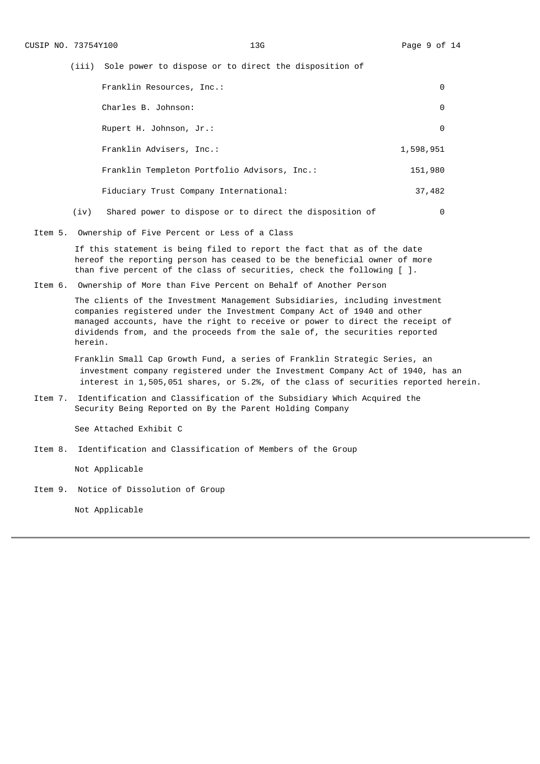(iii) Sole power to dispose or to direct the disposition of

| | |
|---|---|
| Franklin Resources, Inc.: | 0 |
| Charles B. Johnson: | 0 |
| Rupert H. Johnson, Jr.: | 0 |
| Franklin Advisers, Inc.: | 1,598,951 |
| Franklin Templeton Portfolio Advisors, Inc.: | 151,980 |
| Fiduciary Trust Company International: | 37,482 |

(iv) Shared power to dispose or to direct the disposition of 0

Item 5. Ownership of Five Percent or Less of a Class

If this statement is being filed to report the fact that as of the date hereof the reporting person has ceased to be the beneficial owner of more than five percent of the class of securities, check the following [ ].

Item 6. Ownership of More than Five Percent on Behalf of Another Person

The clients of the Investment Management Subsidiaries, including investment companies registered under the Investment Company Act of 1940 and other managed accounts, have the right to receive or power to direct the receipt of dividends from, and the proceeds from the sale of, the securities reported herein.

Franklin Small Cap Growth Fund, a series of Franklin Strategic Series, an investment company registered under the Investment Company Act of 1940, has an interest in 1,505,051 shares, or 5.2%, of the class of securities reported herein.

Item 7. Identification and Classification of the Subsidiary Which Acquired the Security Being Reported on By the Parent Holding Company

See Attached Exhibit C

Item 8. Identification and Classification of Members of the Group

Not Applicable

Item 9. Notice of Dissolution of Group

Not Applicable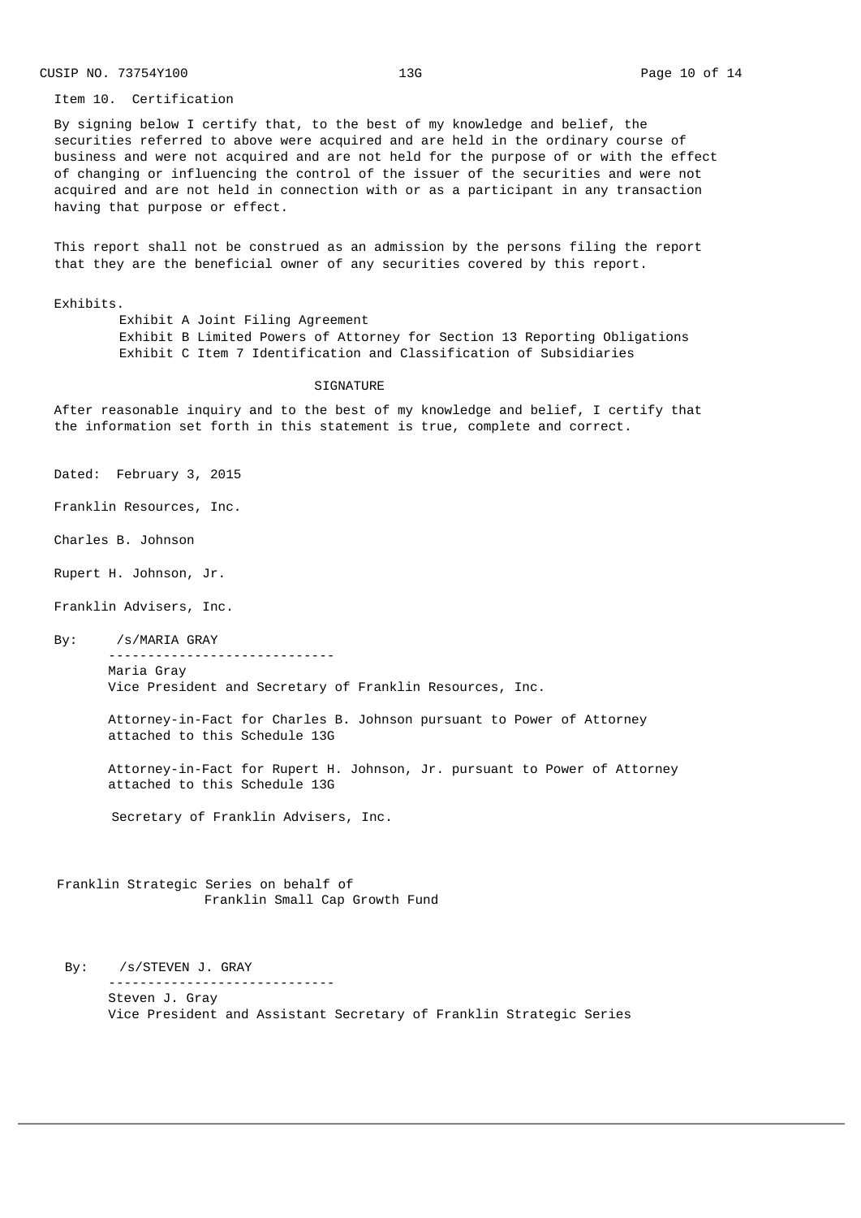Item 10. Certification

By signing below I certify that, to the best of my knowledge and belief, the securities referred to above were acquired and are held in the ordinary course of business and were not acquired and are not held for the purpose of or with the effect of changing or influencing the control of the issuer of the securities and were not acquired and are not held in connection with or as a participant in any transaction having that purpose or effect.

This report shall not be construed as an admission by the persons filing the report that they are the beneficial owner of any securities covered by this report.

Exhibits.

- Exhibit A Joint Filing Agreement
- Exhibit B Limited Powers of Attorney for Section 13 Reporting Obligations
- Exhibit C Item 7 Identification and Classification of Subsidiaries

SIGNATURE

After reasonable inquiry and to the best of my knowledge and belief, I certify that the information set forth in this statement is true, complete and correct.

Dated: February 3, 2015

Franklin Resources, Inc.

Charles B. Johnson

Rupert H. Johnson, Jr.

Franklin Advisers, Inc.

By: /s/MARIA GRAY

-----------------------------

Maria Gray
Vice President and Secretary of Franklin Resources, Inc.

Attorney-in-Fact for Charles B. Johnson pursuant to Power of Attorney attached to this Schedule 13G

Attorney-in-Fact for Rupert H. Johnson, Jr. pursuant to Power of Attorney attached to this Schedule 13G

Secretary of Franklin Advisers, Inc.

Franklin Strategic Series on behalf of
Franklin Small Cap Growth Fund

By: /s/STEVEN J. GRAY

-----------------------------

Steven J. Gray
Vice President and Assistant Secretary of Franklin Strategic Series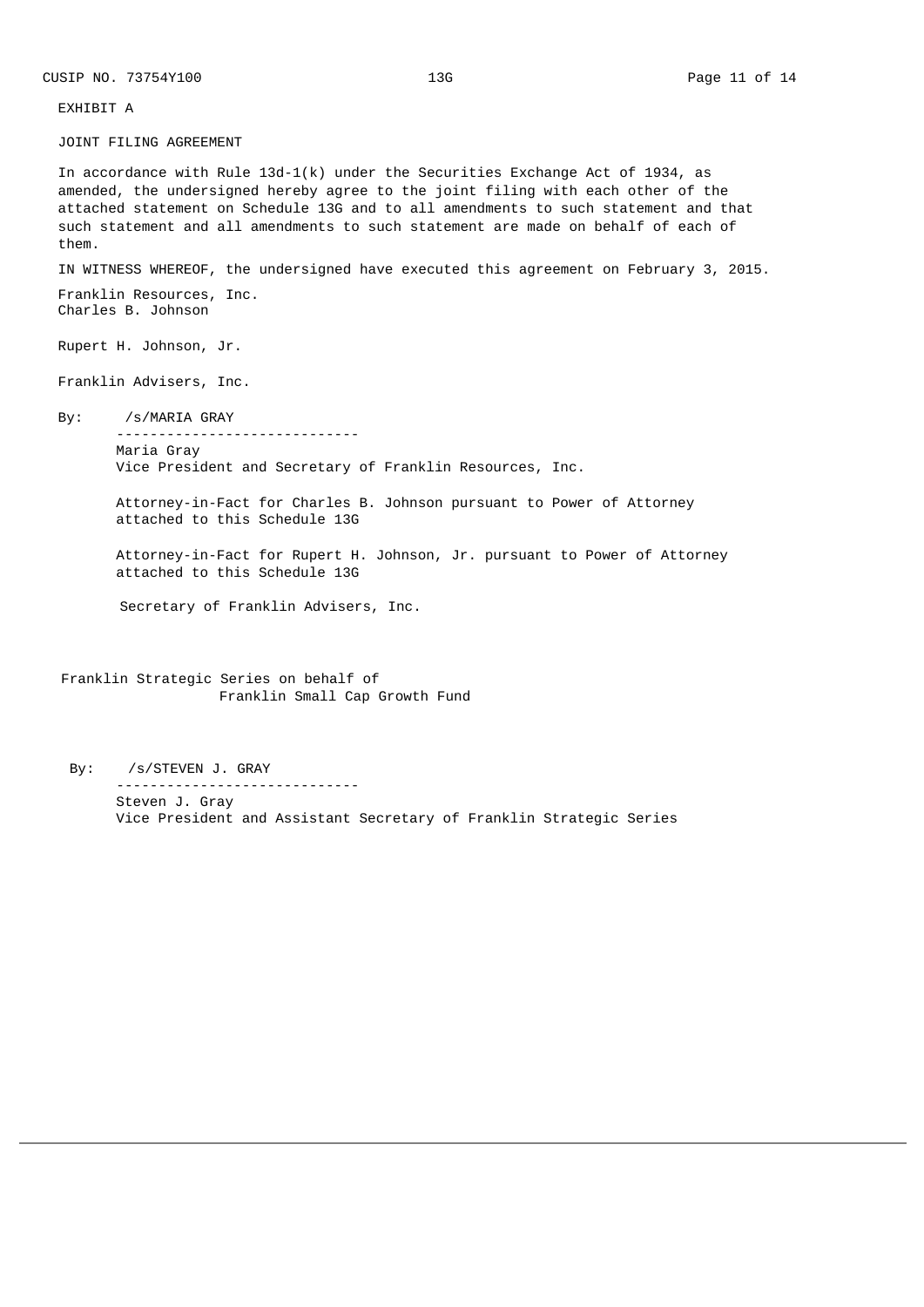EXHIBIT A

JOINT FILING AGREEMENT

In accordance with Rule 13d-1(k) under the Securities Exchange Act of 1934, as amended, the undersigned hereby agree to the joint filing with each other of the attached statement on Schedule 13G and to all amendments to such statement and that such statement and all amendments to such statement are made on behalf of each of them.

IN WITNESS WHEREOF, the undersigned have executed this agreement on February 3, 2015.

Franklin Resources, Inc.
Charles B. Johnson

Rupert H. Johnson, Jr.

Franklin Advisers, Inc.

By: /s/MARIA GRAY
-----------------------------
Maria Gray
Vice President and Secretary of Franklin Resources, Inc.

Attorney-in-Fact for Charles B. Johnson pursuant to Power of Attorney attached to this Schedule 13G

Attorney-in-Fact for Rupert H. Johnson, Jr. pursuant to Power of Attorney attached to this Schedule 13G

Secretary of Franklin Advisers, Inc.

Franklin Strategic Series on behalf of
Franklin Small Cap Growth Fund

By: /s/STEVEN J. GRAY
-----------------------------
Steven J. Gray
Vice President and Assistant Secretary of Franklin Strategic Series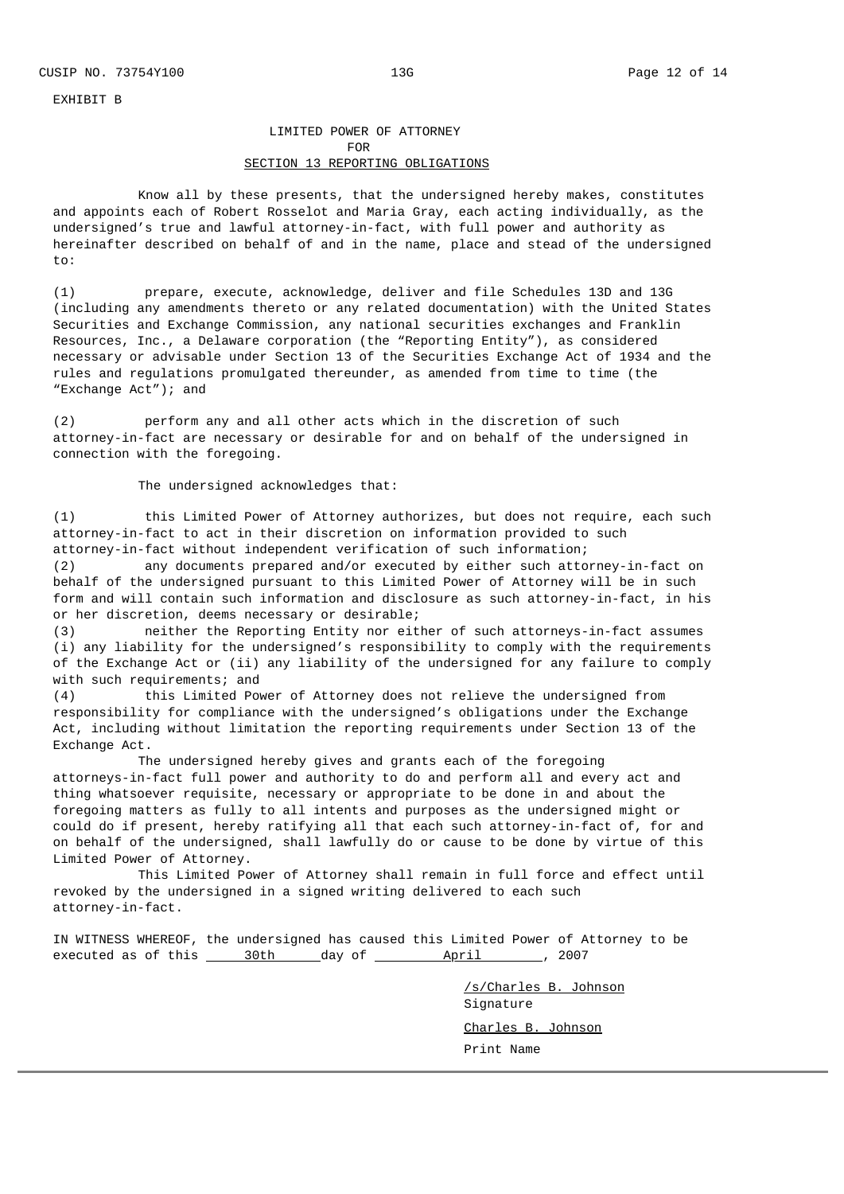EXHIBIT B

# LIMITED POWER OF ATTORNEY FOR SECTION 13 REPORTING OBLIGATIONS

Know all by these presents, that the undersigned hereby makes, constitutes and appoints each of Robert Rosselot and Maria Gray, each acting individually, as the undersigned's true and lawful attorney-in-fact, with full power and authority as hereinafter described on behalf of and in the name, place and stead of the undersigned to:

(1) prepare, execute, acknowledge, deliver and file Schedules 13D and 13G (including any amendments thereto or any related documentation) with the United States Securities and Exchange Commission, any national securities exchanges and Franklin Resources, Inc., a Delaware corporation (the "Reporting Entity"), as considered necessary or advisable under Section 13 of the Securities Exchange Act of 1934 and the rules and regulations promulgated thereunder, as amended from time to time (the "Exchange Act"); and

(2) perform any and all other acts which in the discretion of such attorney-in-fact are necessary or desirable for and on behalf of the undersigned in connection with the foregoing.

The undersigned acknowledges that:

(1) this Limited Power of Attorney authorizes, but does not require, each such attorney-in-fact to act in their discretion on information provided to such attorney-in-fact without independent verification of such information;

(2) any documents prepared and/or executed by either such attorney-in-fact on behalf of the undersigned pursuant to this Limited Power of Attorney will be in such form and will contain such information and disclosure as such attorney-in-fact, in his or her discretion, deems necessary or desirable;

(3) neither the Reporting Entity nor either of such attorneys-in-fact assumes (i) any liability for the undersigned's responsibility to comply with the requirements of the Exchange Act or (ii) any liability of the undersigned for any failure to comply with such requirements; and

(4) this Limited Power of Attorney does not relieve the undersigned from responsibility for compliance with the undersigned's obligations under the Exchange Act, including without limitation the reporting requirements under Section 13 of the Exchange Act.

The undersigned hereby gives and grants each of the foregoing attorneys-in-fact full power and authority to do and perform all and every act and thing whatsoever requisite, necessary or appropriate to be done in and about the foregoing matters as fully to all intents and purposes as the undersigned might or could do if present, hereby ratifying all that each such attorney-in-fact of, for and on behalf of the undersigned, shall lawfully do or cause to be done by virtue of this Limited Power of Attorney.

This Limited Power of Attorney shall remain in full force and effect until revoked by the undersigned in a signed writing delivered to each such attorney-in-fact.

IN WITNESS WHEREOF, the undersigned has caused this Limited Power of Attorney to be executed as of this 30th day of April, 2007

/s/Charles B. Johnson
Signature

Charles B. Johnson
Print Name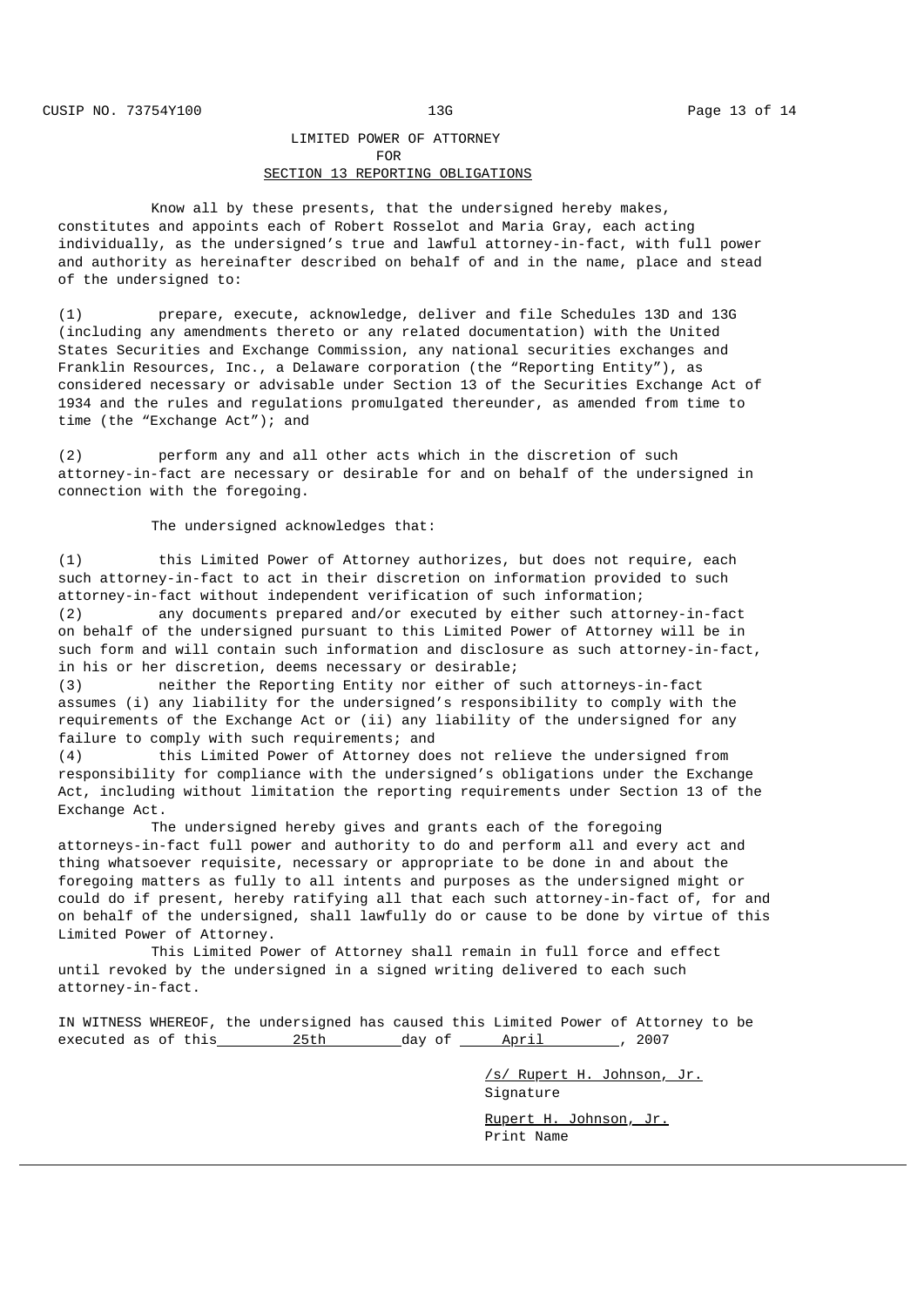# LIMITED POWER OF ATTORNEY
## FOR
## SECTION 13 REPORTING OBLIGATIONS

Know all by these presents, that the undersigned hereby makes, constitutes and appoints each of Robert Rosselot and Maria Gray, each acting individually, as the undersigned's true and lawful attorney-in-fact, with full power and authority as hereinafter described on behalf of and in the name, place and stead of the undersigned to:

(1) prepare, execute, acknowledge, deliver and file Schedules 13D and 13G (including any amendments thereto or any related documentation) with the United States Securities and Exchange Commission, any national securities exchanges and Franklin Resources, Inc., a Delaware corporation (the "Reporting Entity"), as considered necessary or advisable under Section 13 of the Securities Exchange Act of 1934 and the rules and regulations promulgated thereunder, as amended from time to time (the "Exchange Act"); and

(2) perform any and all other acts which in the discretion of such attorney-in-fact are necessary or desirable for and on behalf of the undersigned in connection with the foregoing.

The undersigned acknowledges that:

(1) this Limited Power of Attorney authorizes, but does not require, each such attorney-in-fact to act in their discretion on information provided to such attorney-in-fact without independent verification of such information;

(2) any documents prepared and/or executed by either such attorney-in-fact on behalf of the undersigned pursuant to this Limited Power of Attorney will be in such form and will contain such information and disclosure as such attorney-in-fact, in his or her discretion, deems necessary or desirable;

(3) neither the Reporting Entity nor either of such attorneys-in-fact assumes (i) any liability for the undersigned's responsibility to comply with the requirements of the Exchange Act or (ii) any liability of the undersigned for any failure to comply with such requirements; and

(4) this Limited Power of Attorney does not relieve the undersigned from responsibility for compliance with the undersigned's obligations under the Exchange Act, including without limitation the reporting requirements under Section 13 of the Exchange Act.

The undersigned hereby gives and grants each of the foregoing attorneys-in-fact full power and authority to do and perform all and every act and thing whatsoever requisite, necessary or appropriate to be done in and about the foregoing matters as fully to all intents and purposes as the undersigned might or could do if present, hereby ratifying all that each such attorney-in-fact of, for and on behalf of the undersigned, shall lawfully do or cause to be done by virtue of this Limited Power of Attorney.

This Limited Power of Attorney shall remain in full force and effect until revoked by the undersigned in a signed writing delivered to each such attorney-in-fact.

IN WITNESS WHEREOF, the undersigned has caused this Limited Power of Attorney to be executed as of this 25th day of April, 2007

/s/ Rupert H. Johnson, Jr.
Signature

Rupert H. Johnson, Jr.
Print Name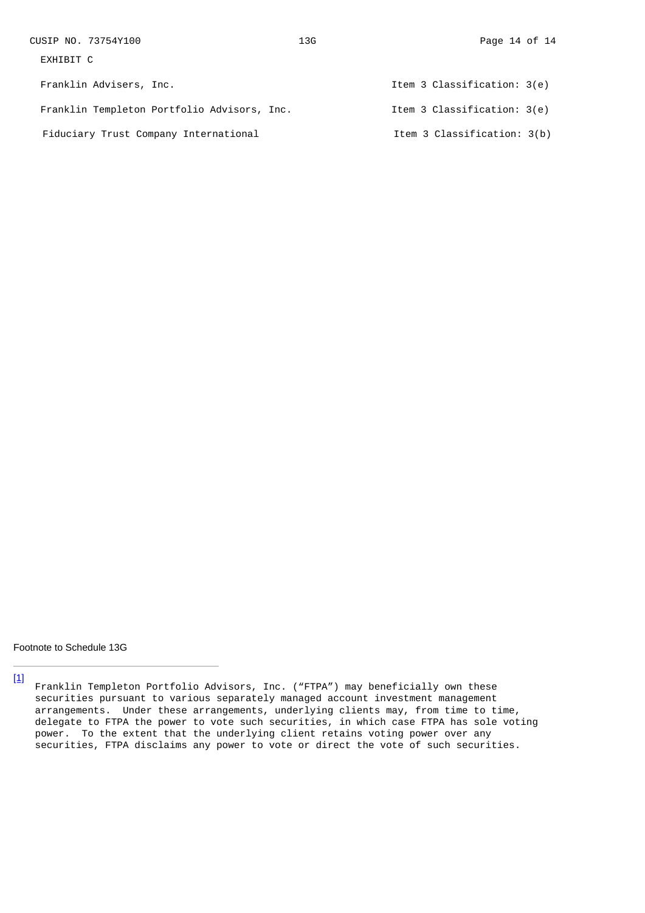EXHIBIT C

| | |
|---|---|
| Franklin Advisers, Inc. | Item 3 Classification: 3(e) |
| Franklin Templeton Portfolio Advisors, Inc. | Item 3 Classification: 3(e) |
| Fiduciary Trust Company International | Item 3 Classification: 3(b) |

Footnote to Schedule 13G

[1] Franklin Templeton Portfolio Advisors, Inc. (“FTPA”) may beneficially own these securities pursuant to various separately managed account investment management arrangements. Under these arrangements, underlying clients may, from time to time, delegate to FTPA the power to vote such securities, in which case FTPA has sole voting power. To the extent that the underlying client retains voting power over any securities, FTPA disclaims any power to vote or direct the vote of such securities.